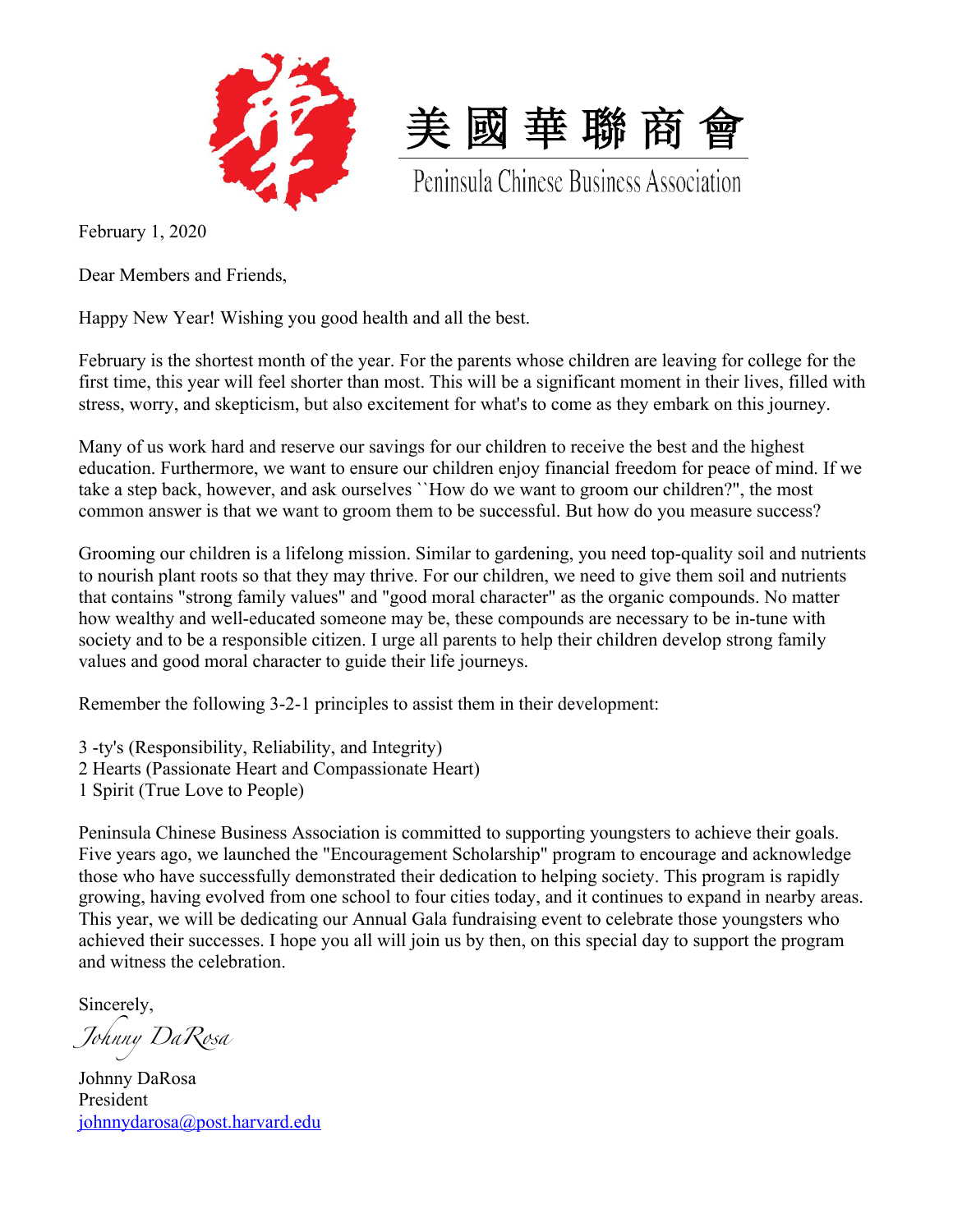# 美國華聯商會

## Peninsula Chinese Business Association

February 1, 2020

Dear Members and Friends,

Happy New Year! Wishing you good health and all the best.

February is the shortest month of the year. For the parents whose children are leaving for college for the first time, this year will feel shorter than most. This will be a significant moment in their lives, filled with stress, worry, and skepticism, but also excitement for what's to come as they embark on this journey.

Many of us work hard and reserve our savings for our children to receive the best and the highest education. Furthermore, we want to ensure our children enjoy financial freedom for peace of mind. If we take a step back, however, and ask ourselves ``How do we want to groom our children?", the most common answer is that we want to groom them to be successful. But how do you measure success?

Grooming our children is a lifelong mission. Similar to gardening, you need top-quality soil and nutrients to nourish plant roots so that they may thrive. For our children, we need to give them soil and nutrients that contains "strong family values" and "good moral character" as the organic compounds. No matter how wealthy and well-educated someone may be, these compounds are necessary to be in-tune with society and to be a responsible citizen. I urge all parents to help their children develop strong family values and good moral character to guide their life journeys.

Remember the following 3-2-1 principles to assist them in their development:

3 -ty's (Responsibility, Reliability, and Integrity)
2 Hearts (Passionate Heart and Compassionate Heart)
1 Spirit (True Love to People)

Peninsula Chinese Business Association is committed to supporting youngsters to achieve their goals. Five years ago, we launched the "Encouragement Scholarship" program to encourage and acknowledge those who have successfully demonstrated their dedication to helping society. This program is rapidly growing, having evolved from one school to four cities today, and it continues to expand in nearby areas. This year, we will be dedicating our Annual Gala fundraising event to celebrate those youngsters who achieved their successes. I hope you all will join us by then, on this special day to support the program and witness the celebration.

Sincerely,

*Johnny DaRosa*

Johnny DaRosa
President
johnnydarosa@post.harvard.edu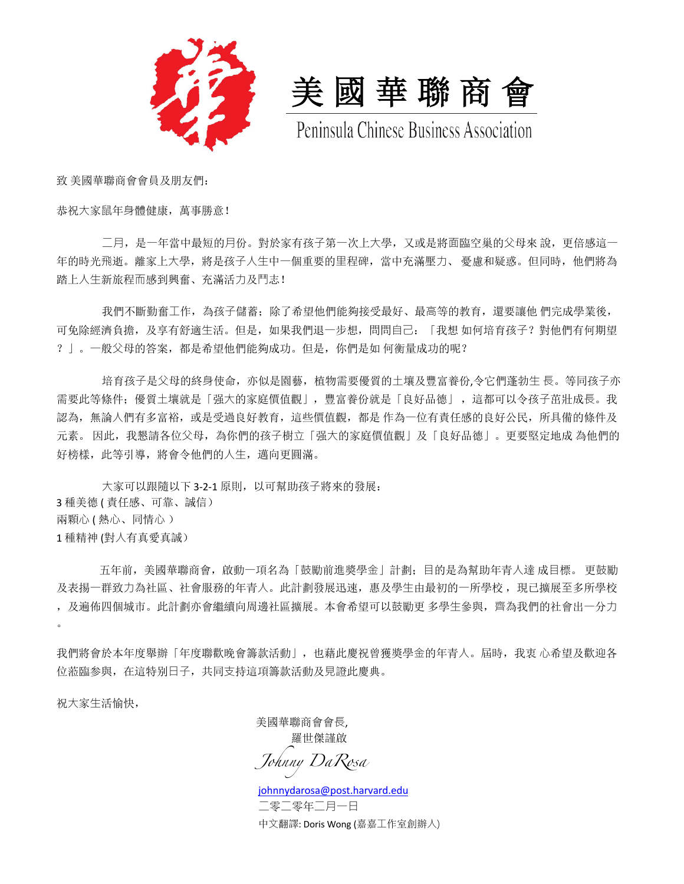# 美國華聯商會

Peninsula Chinese Business Association

致 美國華聯商會會員及朋友們：

恭祝大家鼠年身體健康，萬事勝意！

二月，是一年當中最短的月份。對於家有孩子第一次上大學，又或是將面臨空巢的父母來 說，更倍感這一年的時光飛逝。離家上大學，將是孩子人生中一個重要的里程碑，當中充滿壓力、 憂慮和疑惑。但同時，他們將為踏上人生新旅程而感到興奮、充滿活力及鬥志！

我們不斷勤奮工作，為孩子儲蓄；除了希望他們能夠接受最好、最高等的教育，還要讓他 們完成學業後，可免除經濟負擔，及享有舒適生活。但是，如果我們退一步想，問問自己：「我想 如何培育孩子？對他們有何期望？」。一般父母的答案，都是希望他們能夠成功。但是，你們是如 何衡量成功的呢？

培育孩子是父母的終身使命，亦似是園藝，植物需要優質的土壤及豐富養份,令它們蓬勃生 長。等同孩子亦需要此等條件；優質土壤就是「强大的家庭價值觀」，豐富養份就是「良好品德」，這都可以令孩子茁壯成長。我認為，無論人們有多富裕，或是受過良好教育，這些價值觀，都是 作為一位有責任感的良好公民，所具備的條件及元素。 因此，我懇請各位父母，為你們的孩子樹立「强大的家庭價值觀」及「良好品德」。更要堅定地成 為他們的好榜樣，此等引導，將會令他們的人生，邁向更圓滿。

大家可以跟隨以下 3-2-1 原則，以可幫助孩子將來的發展：

3 種美德 ( 責任感、可靠、誠信)

兩顆心 ( 熱心、同情心 )

1 種精神 (對人有真愛真誠)

五年前，美國華聯商會，啟動一項名為「鼓勵前進獎學金」計劃；目的是為幫助年青人達 成目標。 更鼓勵及表揚一群致力為社區、社會服務的年青人。此計劃發展迅速，惠及學生由最初的一所學校，現已擴展至多所學校，及遍佈四個城市。此計劃亦會繼續向周邊社區擴展。本會希望可以鼓勵更 多學生參與，齊為我們的社會出一分力。

我們將會於本年度舉辦「年度聯歡晚會籌款活動」，也藉此慶祝曾獲獎學金的年青人。屆時，我衷 心希望及歡迎各位蒞臨參與，在這特別日子，共同支持這項籌款活動及見證此慶典。

祝大家生活愉快，

美國華聯商會會長,

羅世傑謹啟

Johnny DaRosa

johnnydarosa@post.harvard.edu

二零二零年二月一日

中文翻譯: Doris Wong (嘉嘉工作室創辦人)